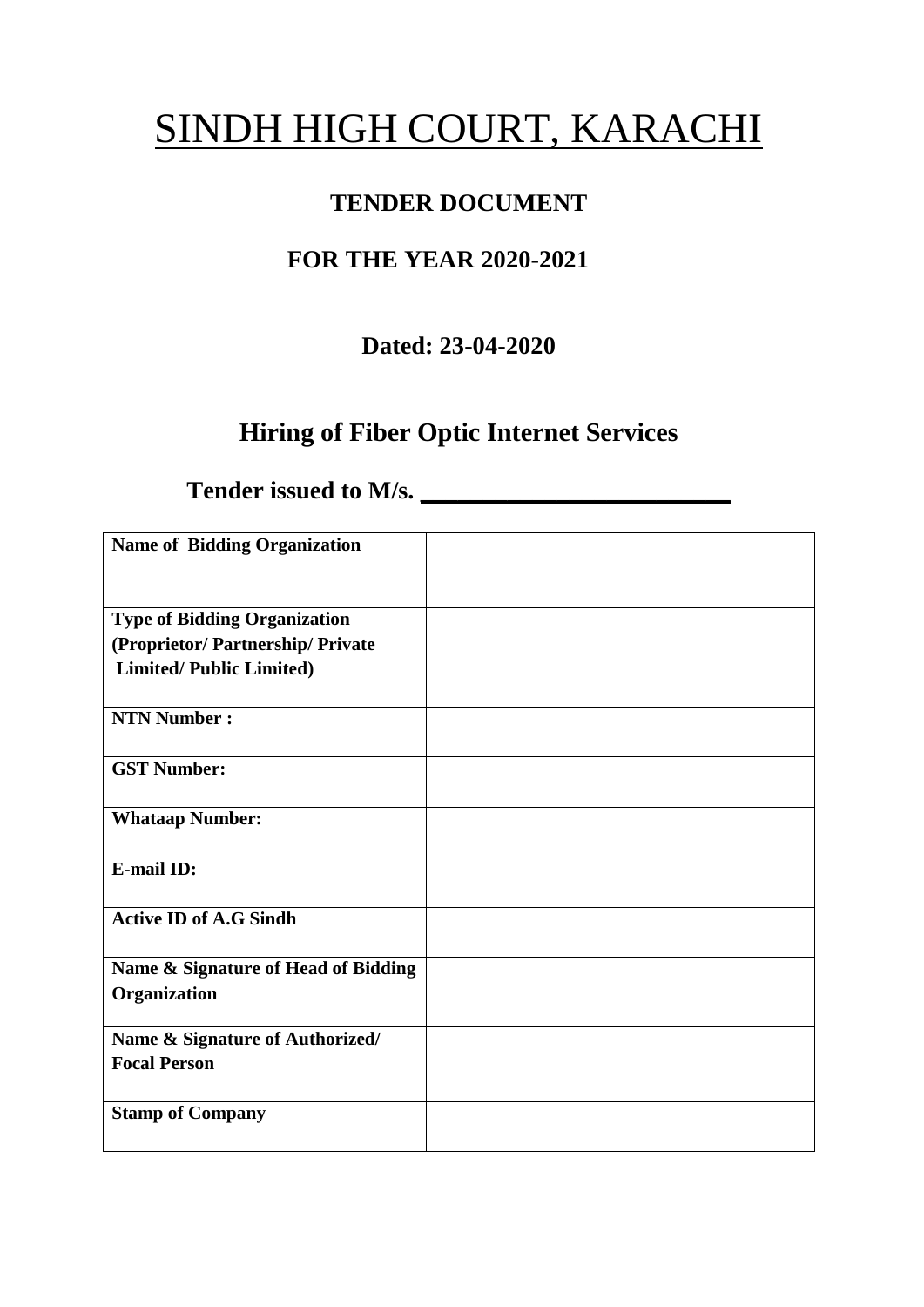# SINDH HIGH COURT, KARACHI

## TENDER DOCUMENT

## FOR THE YEAR 2020-2021

**Dated: 23-04-2020**

## Hiring of Fiber Optic Internet Services

**Tender issued to M/s. ________________________**

| **Name of Bidding Organization** | |
|---|---|
| **Type of Bidding Organization (Proprietor/ Partnership/ Private Limited/ Public Limited)** | |
| **NTN Number :** | |
| **GST Number:** | |
| **Whataap Number:** | |
| **E-mail ID:** | |
| **Active ID of A.G Sindh** | |
| **Name & Signature of Head of Bidding Organization** | |
| **Name & Signature of Authorized/ Focal Person** | |
| **Stamp of Company** | |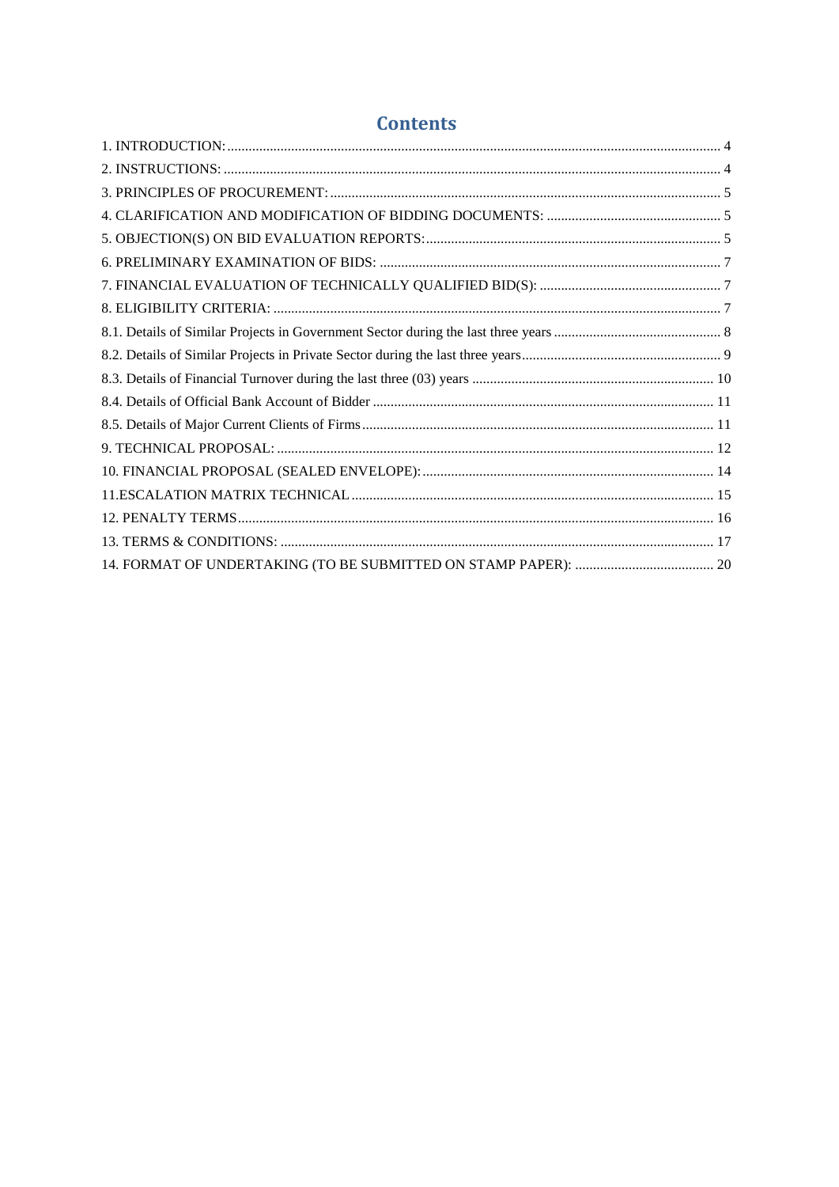# Contents

1. INTRODUCTION: ........ 4
2. INSTRUCTIONS: ........ 4
3. PRINCIPLES OF PROCUREMENT: ........ 5
4. CLARIFICATION AND MODIFICATION OF BIDDING DOCUMENTS: ........ 5
5. OBJECTION(S) ON BID EVALUATION REPORTS: ........ 5
6. PRELIMINARY EXAMINATION OF BIDS: ........ 7
7. FINANCIAL EVALUATION OF TECHNICALLY QUALIFIED BID(S): ........ 7
8. ELIGIBILITY CRITERIA: ........ 7

8.1. Details of Similar Projects in Government Sector during the last three years ........ 8

8.2. Details of Similar Projects in Private Sector during the last three years ........ 9

8.3. Details of Financial Turnover during the last three (03) years ........ 10

8.4. Details of Official Bank Account of Bidder ........ 11

8.5. Details of Major Current Clients of Firms ........ 11

9. TECHNICAL PROPOSAL: ........ 12
10. FINANCIAL PROPOSAL (SEALED ENVELOPE): ........ 14
11. ESCALATION MATRIX TECHNICAL ........ 15
12. PENALTY TERMS ........ 16
13. TERMS & CONDITIONS: ........ 17
14. FORMAT OF UNDERTAKING (TO BE SUBMITTED ON STAMP PAPER): ........ 20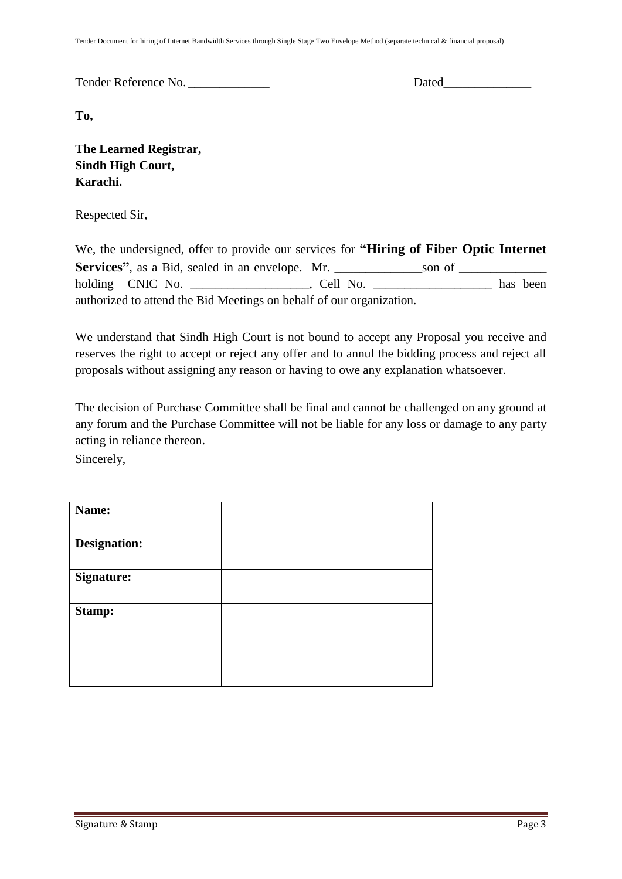Tender Reference No. _____________ Dated______________

**To,**

**The Learned Registrar,**
**Sindh High Court,**
**Karachi.**

Respected Sir,

We, the undersigned, offer to provide our services for **"Hiring of Fiber Optic Internet Services"**, as a Bid, sealed in an envelope. Mr. ______________son of ______________ holding CNIC No. ___________________, Cell No. ___________________ has been authorized to attend the Bid Meetings on behalf of our organization.

We understand that Sindh High Court is not bound to accept any Proposal you receive and reserves the right to accept or reject any offer and to annul the bidding process and reject all proposals without assigning any reason or having to owe any explanation whatsoever.

The decision of Purchase Committee shall be final and cannot be challenged on any ground at any forum and the Purchase Committee will not be liable for any loss or damage to any party acting in reliance thereon.

Sincerely,

| **Name:** | |
|---|---|
| **Designation:** | |
| **Signature:** | |
| **Stamp:** | |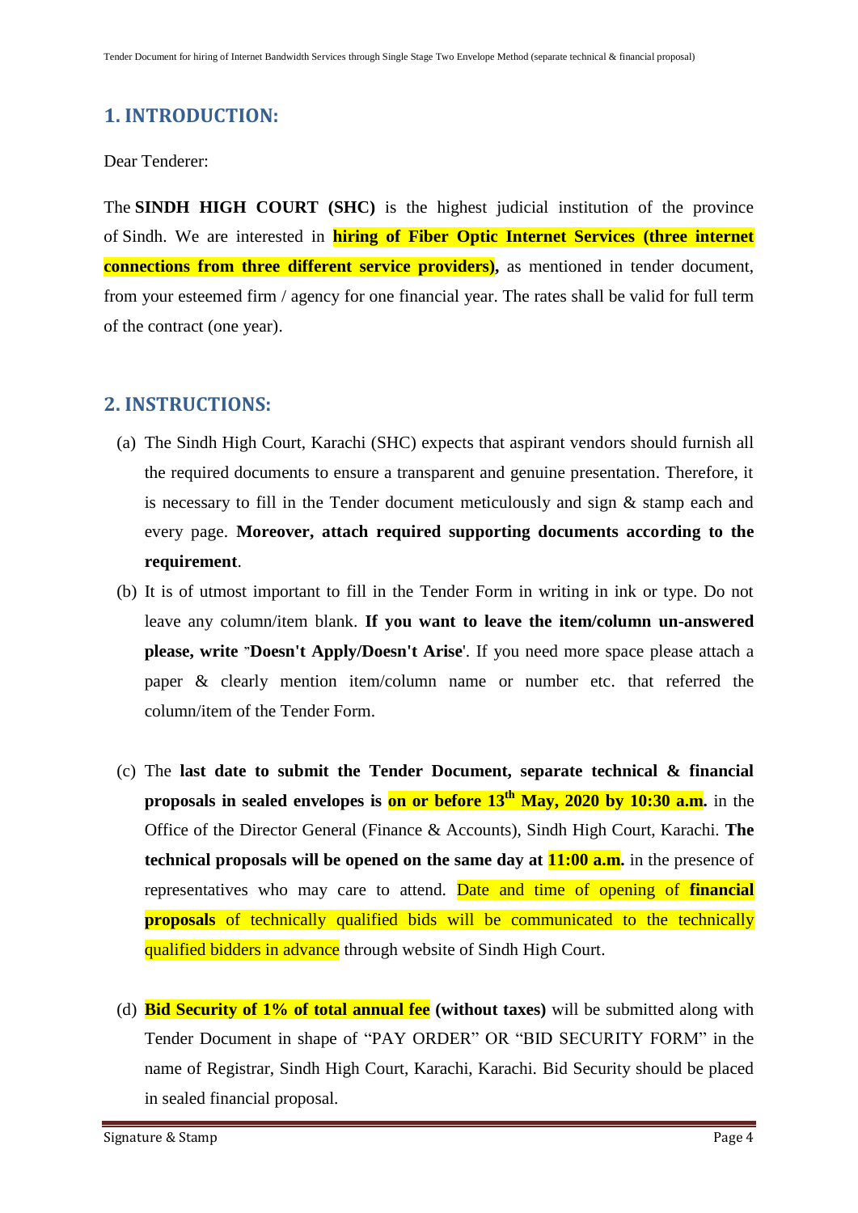## 1. INTRODUCTION:

Dear Tenderer:

The **SINDH HIGH COURT (SHC)** is the highest judicial institution of the province of Sindh. We are interested in **hiring of Fiber Optic Internet Services (three internet connections from three different service providers),** as mentioned in tender document, from your esteemed firm / agency for one financial year. The rates shall be valid for full term of the contract (one year).

## 2. INSTRUCTIONS:

(a) The Sindh High Court, Karachi (SHC) expects that aspirant vendors should furnish all the required documents to ensure a transparent and genuine presentation. Therefore, it is necessary to fill in the Tender document meticulously and sign & stamp each and every page. **Moreover, attach required supporting documents according to the requirement**.

(b) It is of utmost important to fill in the Tender Form in writing in ink or type. Do not leave any column/item blank. **If you want to leave the item/column un-answered please, write "Doesn't Apply/Doesn't Arise'**. If you need more space please attach a paper & clearly mention item/column name or number etc. that referred the column/item of the Tender Form.

(c) The **last date to submit the Tender Document, separate technical & financial proposals in sealed envelopes is on or before 13th May, 2020 by 10:30 a.m.** in the Office of the Director General (Finance & Accounts), Sindh High Court, Karachi. **The technical proposals will be opened on the same day at 11:00 a.m.** in the presence of representatives who may care to attend. Date and time of opening of **financial proposals** of technically qualified bids will be communicated to the technically qualified bidders in advance through website of Sindh High Court.

(d) **Bid Security of 1% of total annual fee (without taxes)** will be submitted along with Tender Document in shape of "PAY ORDER" OR "BID SECURITY FORM" in the name of Registrar, Sindh High Court, Karachi, Karachi. Bid Security should be placed in sealed financial proposal.

Signature & Stamp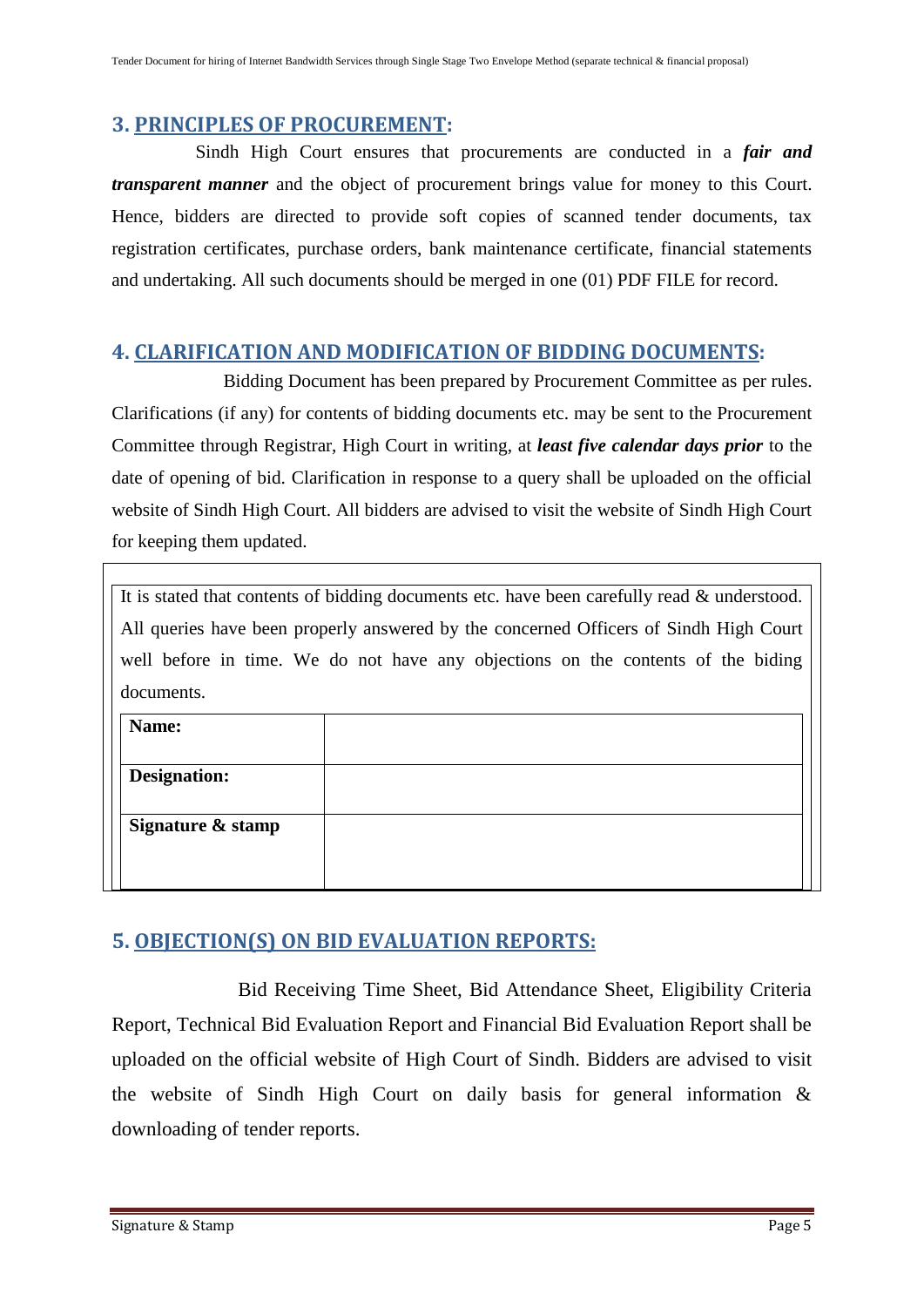## 3. PRINCIPLES OF PROCUREMENT:

Sindh High Court ensures that procurements are conducted in a ***fair and transparent manner*** and the object of procurement brings value for money to this Court. Hence, bidders are directed to provide soft copies of scanned tender documents, tax registration certificates, purchase orders, bank maintenance certificate, financial statements and undertaking. All such documents should be merged in one (01) PDF FILE for record.

## 4. CLARIFICATION AND MODIFICATION OF BIDDING DOCUMENTS:

Bidding Document has been prepared by Procurement Committee as per rules. Clarifications (if any) for contents of bidding documents etc. may be sent to the Procurement Committee through Registrar, High Court in writing, at ***least five calendar days prior*** to the date of opening of bid. Clarification in response to a query shall be uploaded on the official website of Sindh High Court. All bidders are advised to visit the website of Sindh High Court for keeping them updated.

It is stated that contents of bidding documents etc. have been carefully read & understood. All queries have been properly answered by the concerned Officers of Sindh High Court well before in time. We do not have any objections on the contents of the biding documents.

| **Name:** | |
|---|---|
| **Designation:** | |
| **Signature & stamp** | |

## 5. OBJECTION(S) ON BID EVALUATION REPORTS:

Bid Receiving Time Sheet, Bid Attendance Sheet, Eligibility Criteria Report, Technical Bid Evaluation Report and Financial Bid Evaluation Report shall be uploaded on the official website of High Court of Sindh. Bidders are advised to visit the website of Sindh High Court on daily basis for general information & downloading of tender reports.

Signature & Stamp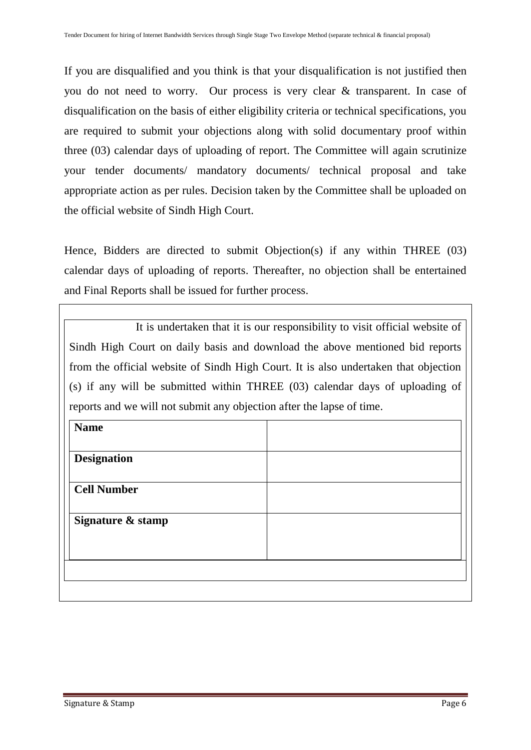If you are disqualified and you think is that your disqualification is not justified then you do not need to worry. Our process is very clear & transparent. In case of disqualification on the basis of either eligibility criteria or technical specifications, you are required to submit your objections along with solid documentary proof within three (03) calendar days of uploading of report. The Committee will again scrutinize your tender documents/ mandatory documents/ technical proposal and take appropriate action as per rules. Decision taken by the Committee shall be uploaded on the official website of Sindh High Court.

Hence, Bidders are directed to submit Objection(s) if any within THREE (03) calendar days of uploading of reports. Thereafter, no objection shall be entertained and Final Reports shall be issued for further process.

It is undertaken that it is our responsibility to visit official website of Sindh High Court on daily basis and download the above mentioned bid reports from the official website of Sindh High Court. It is also undertaken that objection (s) if any will be submitted within THREE (03) calendar days of uploading of reports and we will not submit any objection after the lapse of time.

| **Name** | |
|---|---|
| **Designation** | |
| **Cell Number** | |
| **Signature & stamp** | |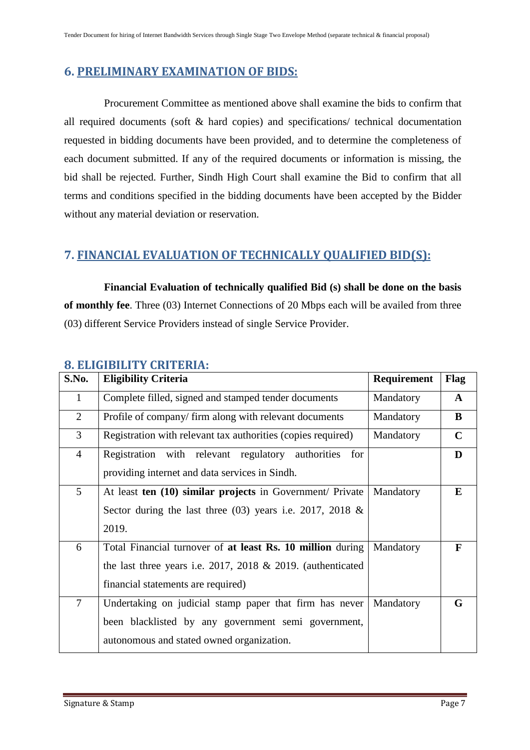## 6. PRELIMINARY EXAMINATION OF BIDS:

Procurement Committee as mentioned above shall examine the bids to confirm that all required documents (soft & hard copies) and specifications/ technical documentation requested in bidding documents have been provided, and to determine the completeness of each document submitted. If any of the required documents or information is missing, the bid shall be rejected. Further, Sindh High Court shall examine the Bid to confirm that all terms and conditions specified in the bidding documents have been accepted by the Bidder without any material deviation or reservation.

## 7. FINANCIAL EVALUATION OF TECHNICALLY QUALIFIED BID(S):

**Financial Evaluation of technically qualified Bid (s) shall be done on the basis of monthly fee**. Three (03) Internet Connections of 20 Mbps each will be availed from three (03) different Service Providers instead of single Service Provider.

## 8. ELIGIBILITY CRITERIA:

| S.No. | Eligibility Criteria | Requirement | Flag |
|---|---|---|---|
| 1 | Complete filled, signed and stamped tender documents | Mandatory | **A** |
| 2 | Profile of company/ firm along with relevant documents | Mandatory | **B** |
| 3 | Registration with relevant tax authorities (copies required) | Mandatory | **C** |
| 4 | Registration with relevant regulatory authorities for providing internet and data services in Sindh. | | **D** |
| 5 | At least **ten (10) similar projects** in Government/ Private Sector during the last three (03) years i.e. 2017, 2018 & 2019. | Mandatory | **E** |
| 6 | Total Financial turnover of **at least Rs. 10 million** during the last three years i.e. 2017, 2018 & 2019. (authenticated financial statements are required) | Mandatory | **F** |
| 7 | Undertaking on judicial stamp paper that firm has never been blacklisted by any government semi government, autonomous and stated owned organization. | Mandatory | **G** |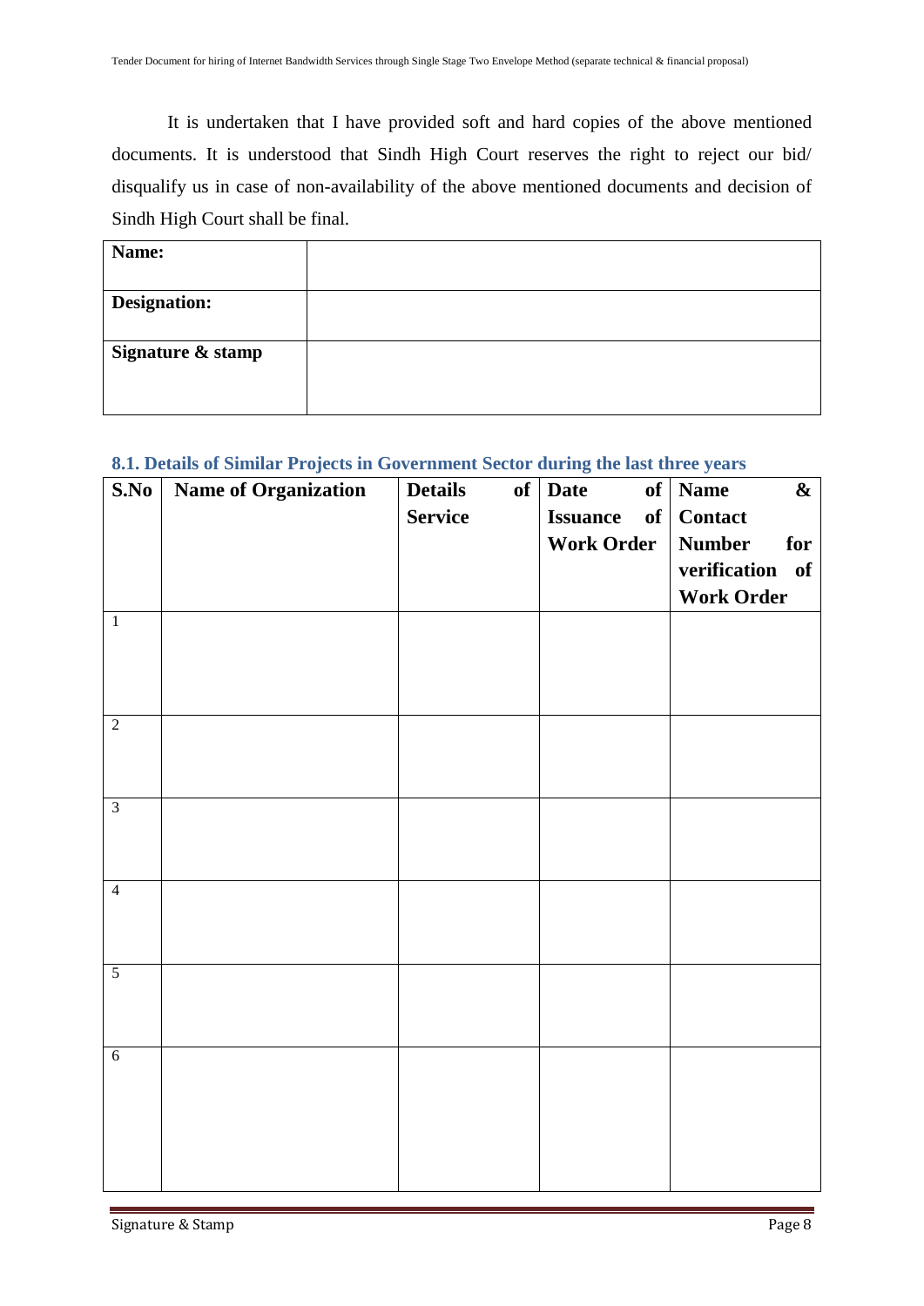It is undertaken that I have provided soft and hard copies of the above mentioned documents. It is understood that Sindh High Court reserves the right to reject our bid/ disqualify us in case of non-availability of the above mentioned documents and decision of Sindh High Court shall be final.

| **Name:** | |
|---|---|
| **Designation:** | |
| **Signature & stamp** | |

### 8.1. Details of Similar Projects in Government Sector during the last three years

| S.No | Name of Organization | Details of Service | Date of Issuance of Work Order | Name & Contact Number for verification of Work Order |
|---|---|---|---|---|
| 1 | | | | |
| 2 | | | | |
| 3 | | | | |
| 4 | | | | |
| 5 | | | | |
| 6 | | | | |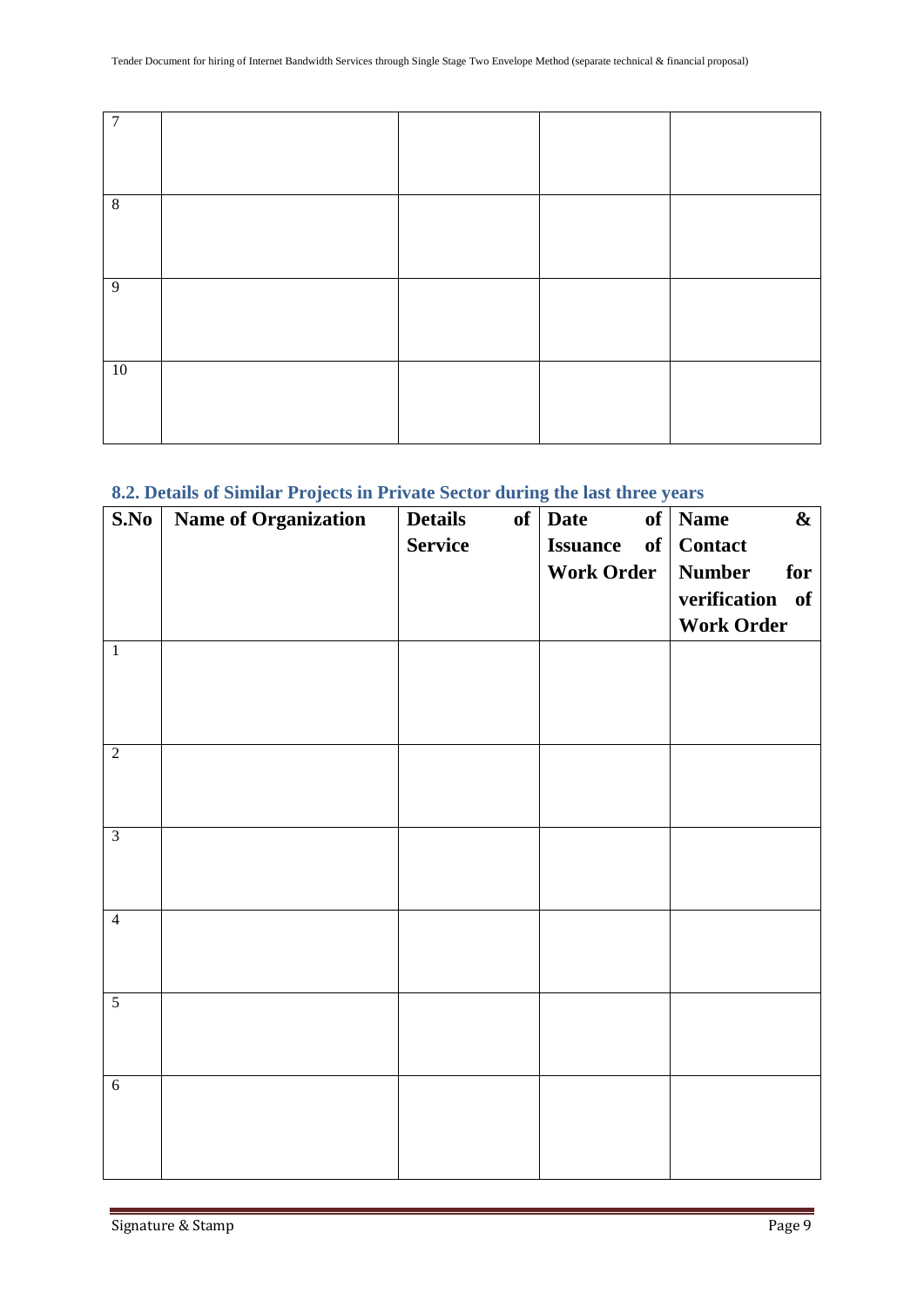| | | | | |
|---|---|---|---|---|
| 7 | | | | |
| 8 | | | | |
| 9 | | | | |
| 10 | | | | |

## 8.2. Details of Similar Projects in Private Sector during the last three years

| S.No | Name of Organization | Details of Service | Date of Issuance of Work Order | Name & Contact Number for verification of Work Order |
|---|---|---|---|---|
| 1 | | | | |
| 2 | | | | |
| 3 | | | | |
| 4 | | | | |
| 5 | | | | |
| 6 | | | | |

Signature & Stamp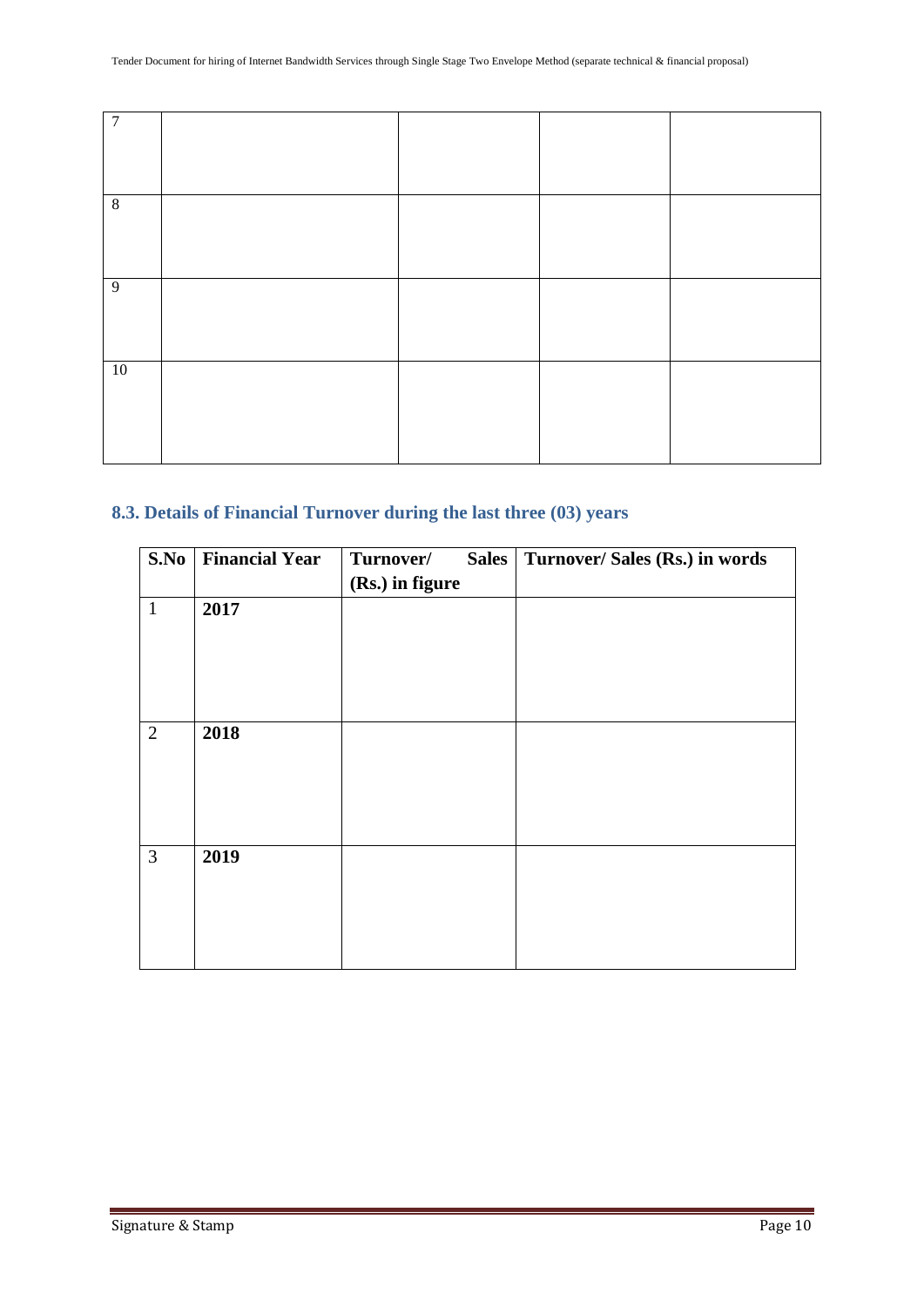| 7 | | | | |
|---|---|---|---|---|
| 8 | | | | |
| 9 | | | | |
| 10 | | | | |

## 8.3. Details of Financial Turnover during the last three (03) years

| **S.No** | **Financial Year** | **Turnover/ Sales (Rs.) in figure** | **Turnover/ Sales (Rs.) in words** |
|---|---|---|---|
| 1 | **2017** | | |
| 2 | **2018** | | |
| 3 | **2019** | | |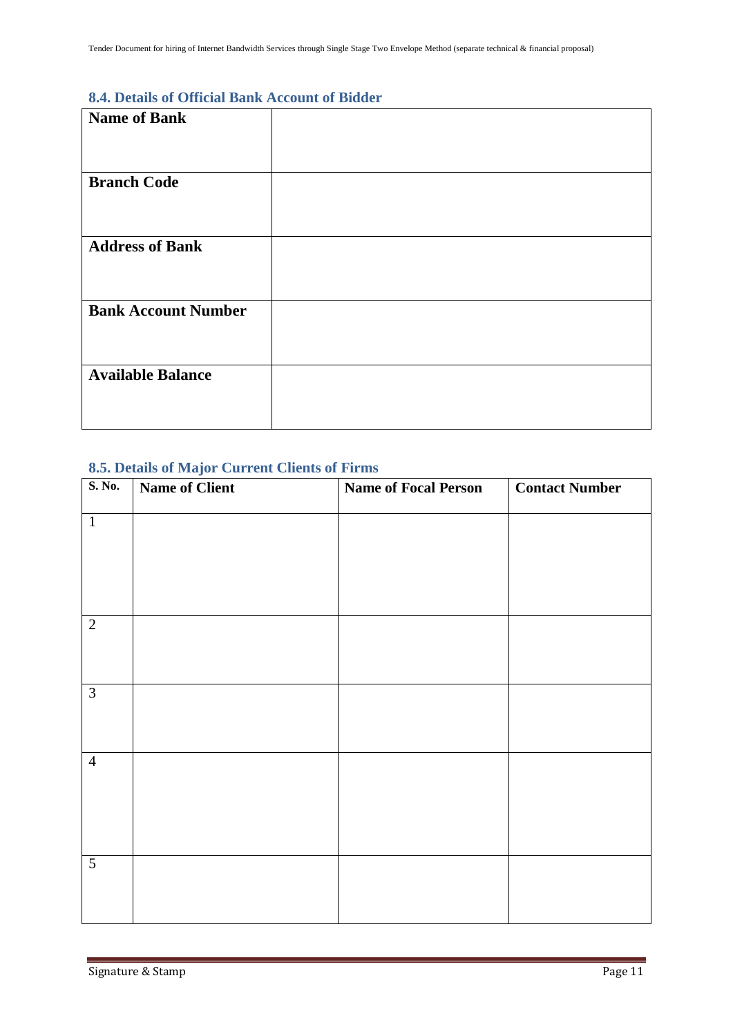### 8.4. Details of Official Bank Account of Bidder

| | |
|---|---|
| **Name of Bank** | |
| **Branch Code** | |
| **Address of Bank** | |
| **Bank Account Number** | |
| **Available Balance** | |

### 8.5. Details of Major Current Clients of Firms

| S. No. | Name of Client | Name of Focal Person | Contact Number |
|---|---|---|---|
| 1 | | | |
| 2 | | | |
| 3 | | | |
| 4 | | | |
| 5 | | | |

Signature & Stamp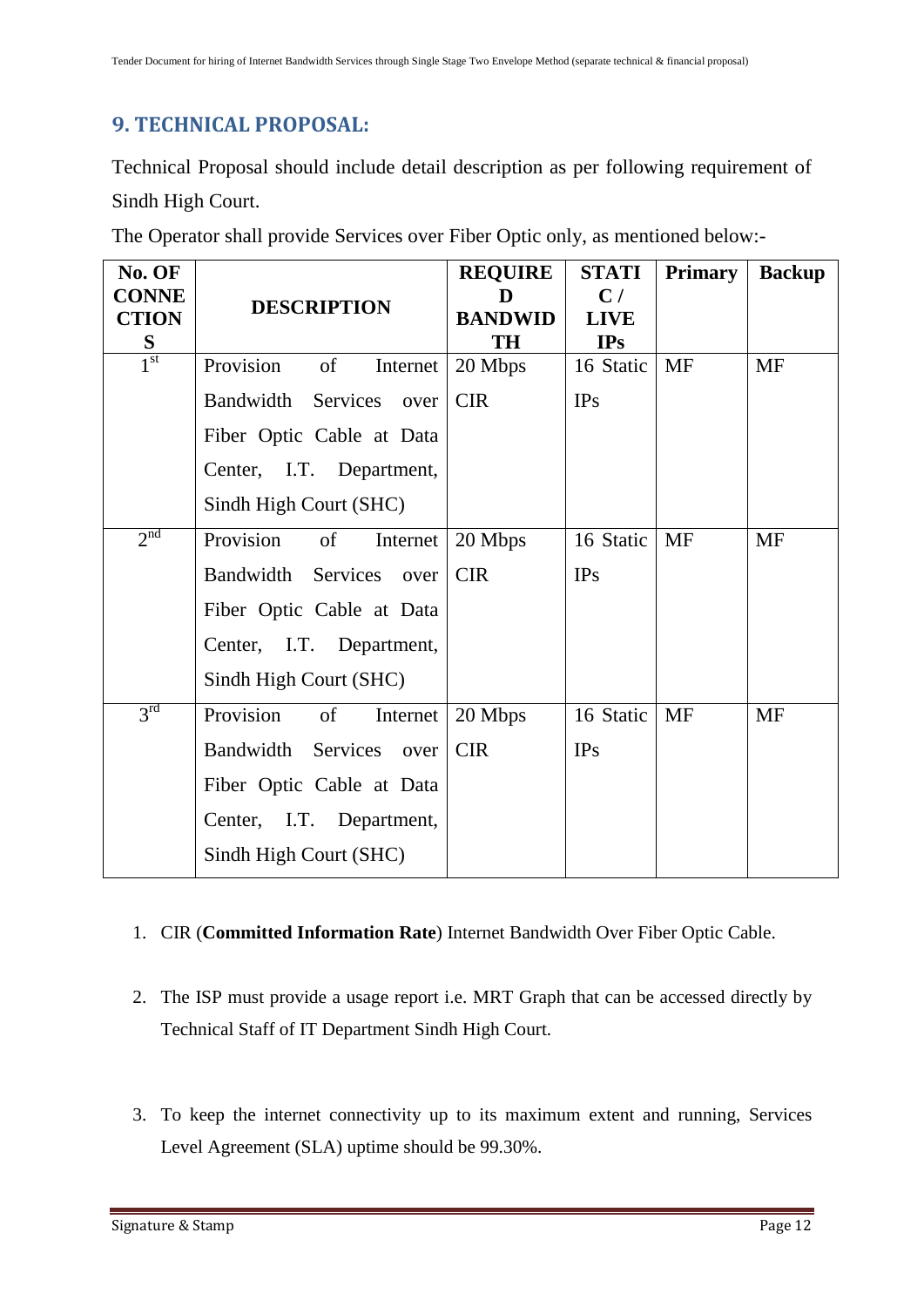## 9. TECHNICAL PROPOSAL:

Technical Proposal should include detail description as per following requirement of Sindh High Court.

The Operator shall provide Services over Fiber Optic only, as mentioned below:-

| No. OF CONNECTIONS | DESCRIPTION | REQUIRED BANDWIDTH | STATIC / LIVE IPs | Primary | Backup |
|---|---|---|---|---|---|
| 1st | Provision of Internet Bandwidth Services over Fiber Optic Cable at Data Center, I.T. Department, Sindh High Court (SHC) | 20 Mbps CIR | 16 Static IPs | MF | MF |
| 2nd | Provision of Internet Bandwidth Services over Fiber Optic Cable at Data Center, I.T. Department, Sindh High Court (SHC) | 20 Mbps CIR | 16 Static IPs | MF | MF |
| 3rd | Provision of Internet Bandwidth Services over Fiber Optic Cable at Data Center, I.T. Department, Sindh High Court (SHC) | 20 Mbps CIR | 16 Static IPs | MF | MF |

1. CIR (**Committed Information Rate**) Internet Bandwidth Over Fiber Optic Cable.
2. The ISP must provide a usage report i.e. MRT Graph that can be accessed directly by Technical Staff of IT Department Sindh High Court.
3. To keep the internet connectivity up to its maximum extent and running, Services Level Agreement (SLA) uptime should be 99.30%.

Signature & Stamp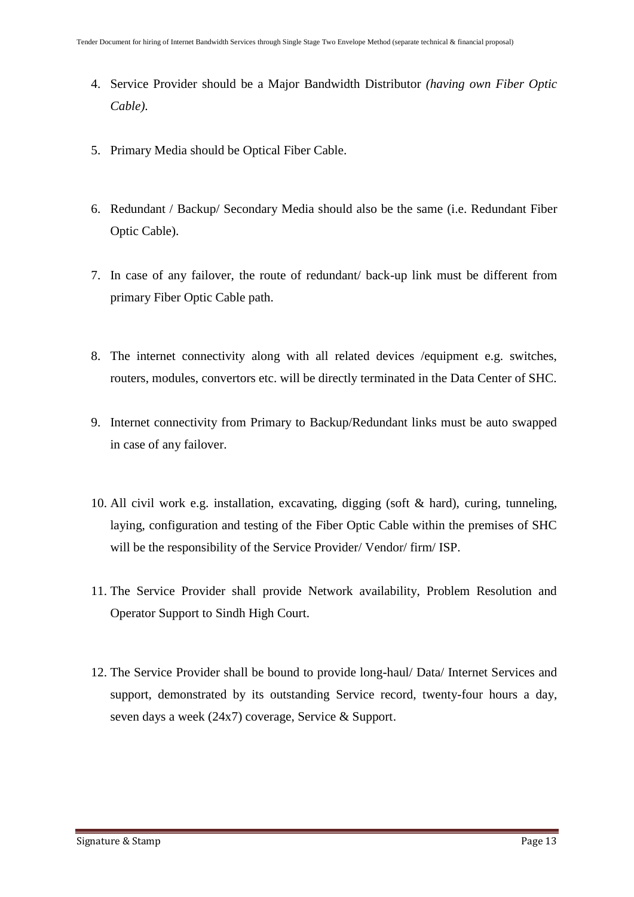4. Service Provider should be a Major Bandwidth Distributor *(having own Fiber Optic Cable)*.

5. Primary Media should be Optical Fiber Cable.

6. Redundant / Backup/ Secondary Media should also be the same (i.e. Redundant Fiber Optic Cable).

7. In case of any failover, the route of redundant/ back-up link must be different from primary Fiber Optic Cable path.

8. The internet connectivity along with all related devices /equipment e.g. switches, routers, modules, convertors etc. will be directly terminated in the Data Center of SHC.

9. Internet connectivity from Primary to Backup/Redundant links must be auto swapped in case of any failover.

10. All civil work e.g. installation, excavating, digging (soft & hard), curing, tunneling, laying, configuration and testing of the Fiber Optic Cable within the premises of SHC will be the responsibility of the Service Provider/ Vendor/ firm/ ISP.

11. The Service Provider shall provide Network availability, Problem Resolution and Operator Support to Sindh High Court.

12. The Service Provider shall be bound to provide long-haul/ Data/ Internet Services and support, demonstrated by its outstanding Service record, twenty-four hours a day, seven days a week (24x7) coverage, Service & Support.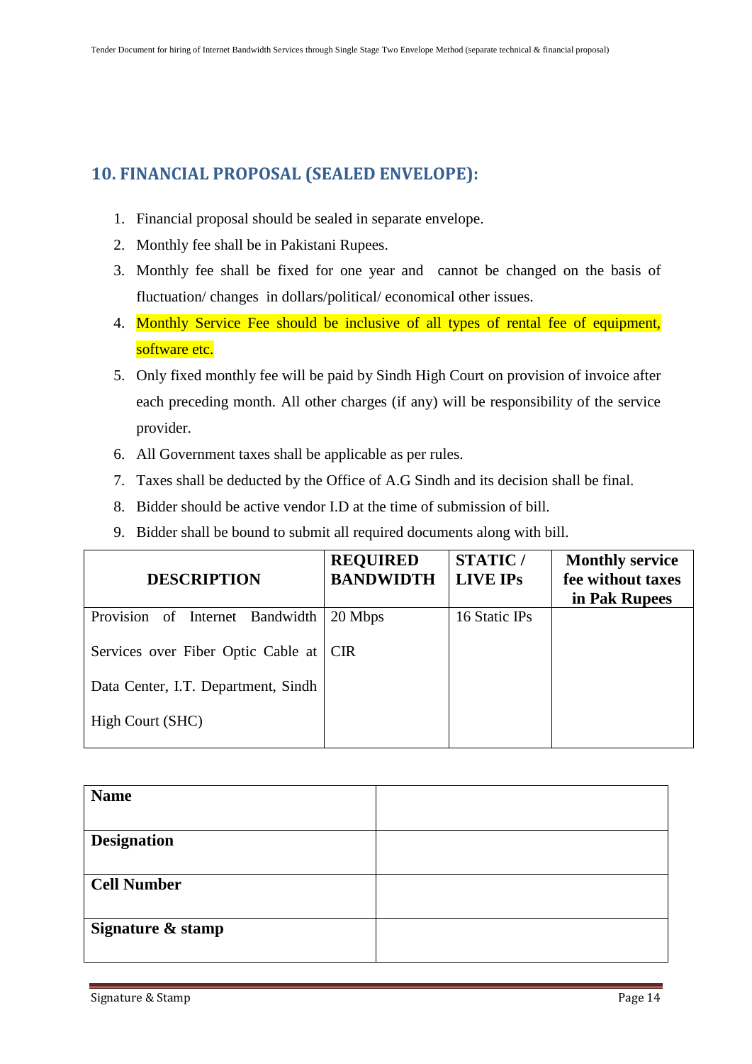## 10. FINANCIAL PROPOSAL (SEALED ENVELOPE):

1. Financial proposal should be sealed in separate envelope.
2. Monthly fee shall be in Pakistani Rupees.
3. Monthly fee shall be fixed for one year and cannot be changed on the basis of fluctuation/ changes in dollars/political/ economical other issues.
4. Monthly Service Fee should be inclusive of all types of rental fee of equipment, software etc.
5. Only fixed monthly fee will be paid by Sindh High Court on provision of invoice after each preceding month. All other charges (if any) will be responsibility of the service provider.
6. All Government taxes shall be applicable as per rules.
7. Taxes shall be deducted by the Office of A.G Sindh and its decision shall be final.
8. Bidder should be active vendor I.D at the time of submission of bill.
9. Bidder shall be bound to submit all required documents along with bill.

| DESCRIPTION | REQUIRED BANDWIDTH | STATIC / LIVE IPs | Monthly service fee without taxes in Pak Rupees |
|---|---|---|---|
| Provision of Internet Bandwidth Services over Fiber Optic Cable at Data Center, I.T. Department, Sindh High Court (SHC) | 20 Mbps CIR | 16 Static IPs | |

| **Name** | |
|---|---|
| **Designation** | |
| **Cell Number** | |
| **Signature & stamp** | |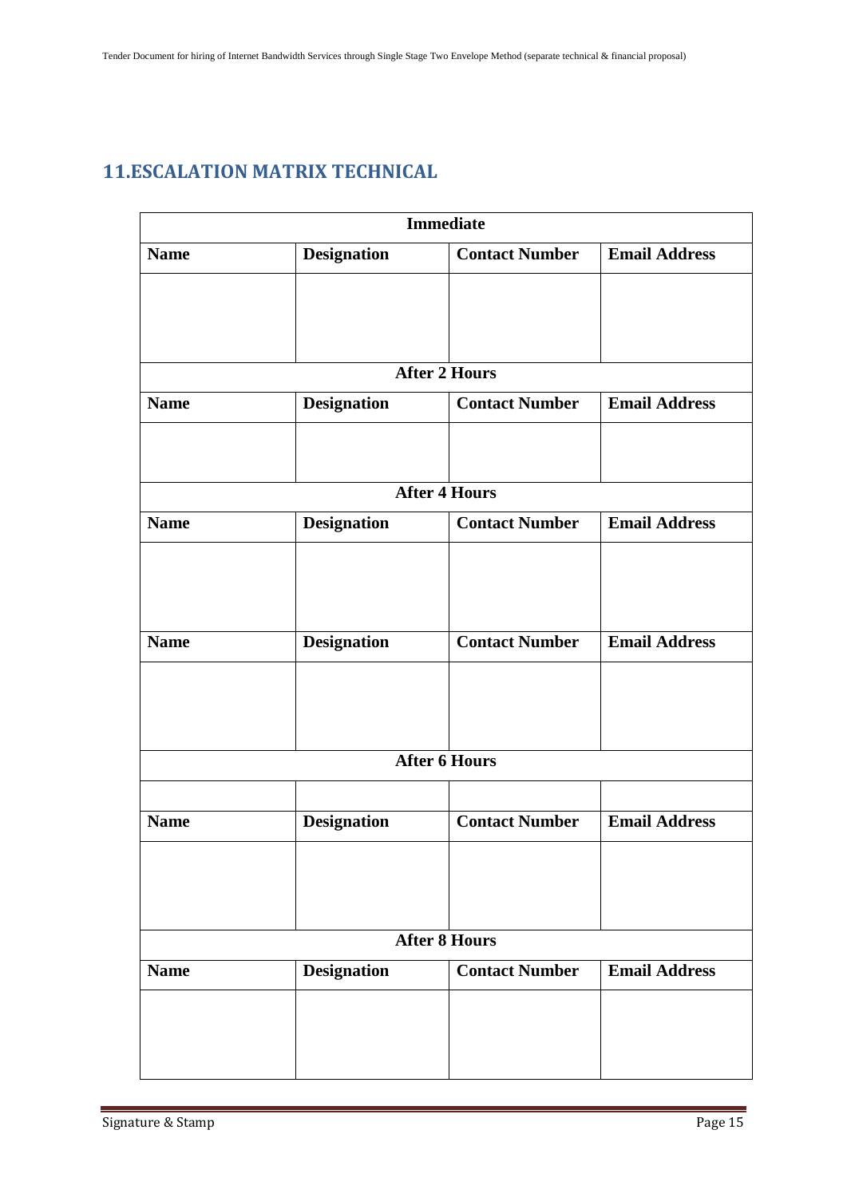## 11.ESCALATION MATRIX TECHNICAL

| Immediate | | | |
|---|---|---|---|
| **Name** | **Designation** | **Contact Number** | **Email Address** |
| | | | |
| **After 2 Hours** | | | |
| **Name** | **Designation** | **Contact Number** | **Email Address** |
| | | | |
| **After 4 Hours** | | | |
| **Name** | **Designation** | **Contact Number** | **Email Address** |
| | | | |
| **Name** | **Designation** | **Contact Number** | **Email Address** |
| | | | |
| **After 6 Hours** | | | |
| | | | |
| **Name** | **Designation** | **Contact Number** | **Email Address** |
| | | | |
| **After 8 Hours** | | | |
| **Name** | **Designation** | **Contact Number** | **Email Address** |
| | | | |

Signature & Stamp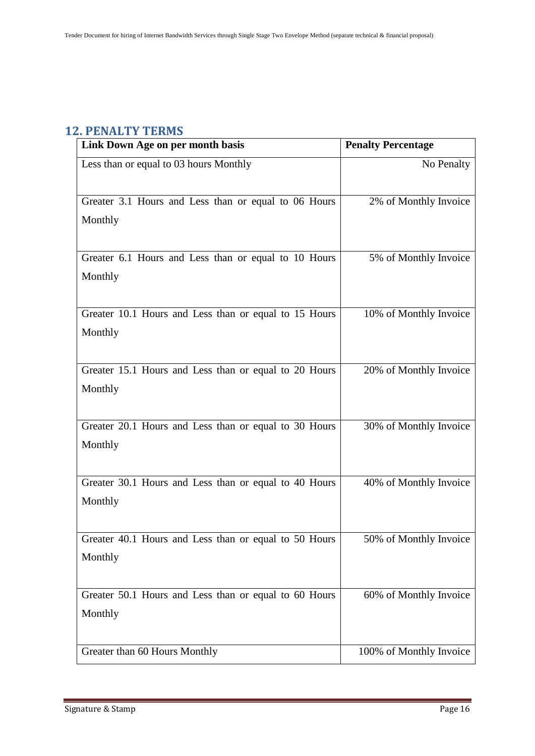## 12. PENALTY TERMS

| Link Down Age on per month basis | Penalty Percentage |
|---|---|
| Less than or equal to 03 hours Monthly | No Penalty |
| Greater 3.1 Hours and Less than or equal to 06 Hours Monthly | 2% of Monthly Invoice |
| Greater 6.1 Hours and Less than or equal to 10 Hours Monthly | 5% of Monthly Invoice |
| Greater 10.1 Hours and Less than or equal to 15 Hours Monthly | 10% of Monthly Invoice |
| Greater 15.1 Hours and Less than or equal to 20 Hours Monthly | 20% of Monthly Invoice |
| Greater 20.1 Hours and Less than or equal to 30 Hours Monthly | 30% of Monthly Invoice |
| Greater 30.1 Hours and Less than or equal to 40 Hours Monthly | 40% of Monthly Invoice |
| Greater 40.1 Hours and Less than or equal to 50 Hours Monthly | 50% of Monthly Invoice |
| Greater 50.1 Hours and Less than or equal to 60 Hours Monthly | 60% of Monthly Invoice |
| Greater than 60 Hours Monthly | 100% of Monthly Invoice |

Signature & Stamp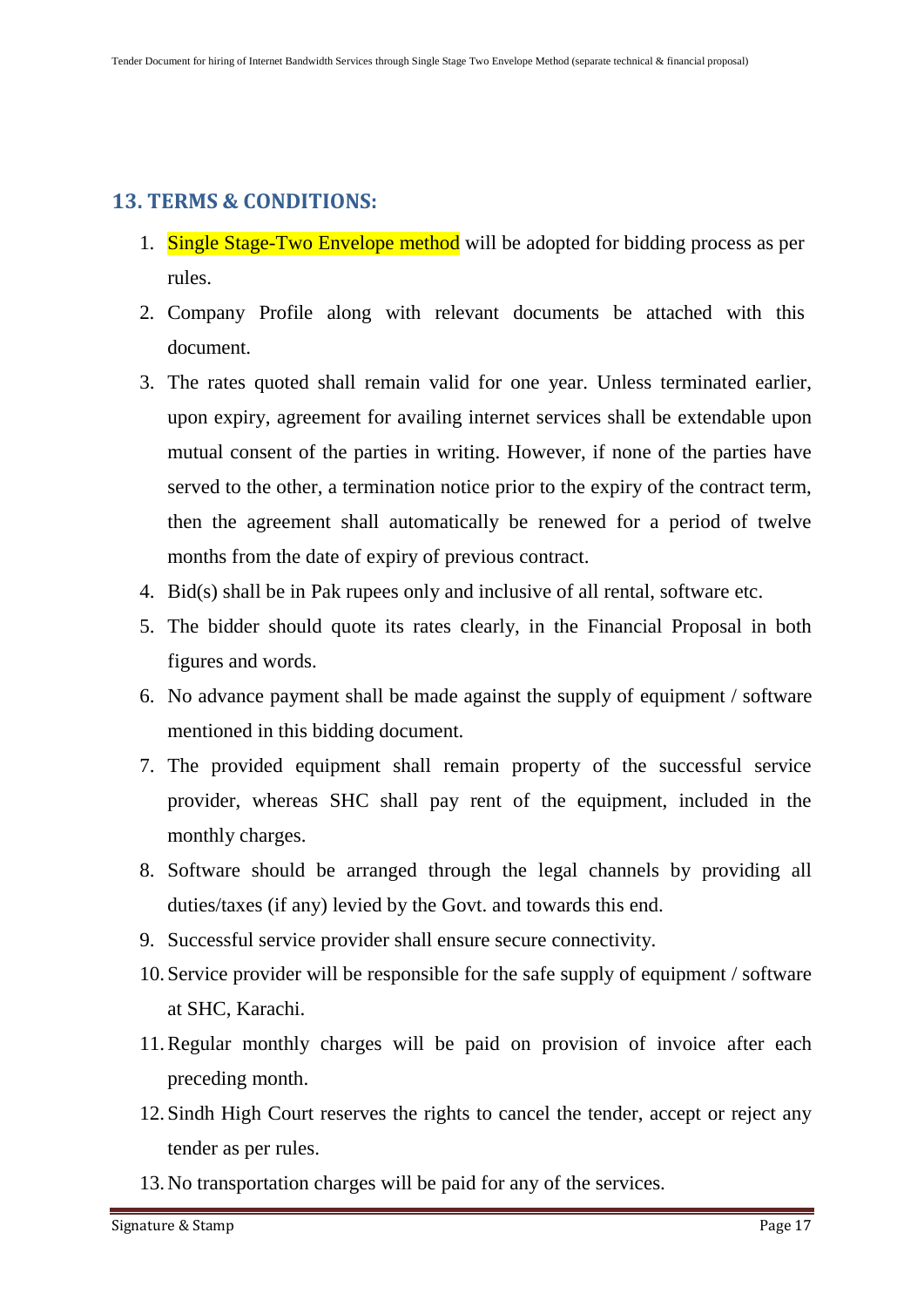## 13. TERMS & CONDITIONS:

1. Single Stage-Two Envelope method will be adopted for bidding process as per rules.
2. Company Profile along with relevant documents be attached with this document.
3. The rates quoted shall remain valid for one year. Unless terminated earlier, upon expiry, agreement for availing internet services shall be extendable upon mutual consent of the parties in writing. However, if none of the parties have served to the other, a termination notice prior to the expiry of the contract term, then the agreement shall automatically be renewed for a period of twelve months from the date of expiry of previous contract.
4. Bid(s) shall be in Pak rupees only and inclusive of all rental, software etc.
5. The bidder should quote its rates clearly, in the Financial Proposal in both figures and words.
6. No advance payment shall be made against the supply of equipment / software mentioned in this bidding document.
7. The provided equipment shall remain property of the successful service provider, whereas SHC shall pay rent of the equipment, included in the monthly charges.
8. Software should be arranged through the legal channels by providing all duties/taxes (if any) levied by the Govt. and towards this end.
9. Successful service provider shall ensure secure connectivity.
10. Service provider will be responsible for the safe supply of equipment / software at SHC, Karachi.
11. Regular monthly charges will be paid on provision of invoice after each preceding month.
12. Sindh High Court reserves the rights to cancel the tender, accept or reject any tender as per rules.
13. No transportation charges will be paid for any of the services.

Signature & Stamp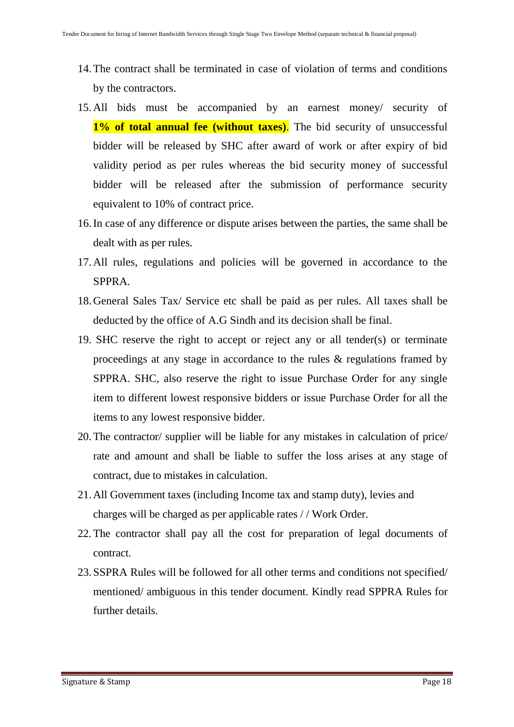14. The contract shall be terminated in case of violation of terms and conditions by the contractors.
15. All bids must be accompanied by an earnest money/ security of **1% of total annual fee (without taxes)**. The bid security of unsuccessful bidder will be released by SHC after award of work or after expiry of bid validity period as per rules whereas the bid security money of successful bidder will be released after the submission of performance security equivalent to 10% of contract price.
16. In case of any difference or dispute arises between the parties, the same shall be dealt with as per rules.
17. All rules, regulations and policies will be governed in accordance to the SPPRA.
18. General Sales Tax/ Service etc shall be paid as per rules. All taxes shall be deducted by the office of A.G Sindh and its decision shall be final.
19. SHC reserve the right to accept or reject any or all tender(s) or terminate proceedings at any stage in accordance to the rules & regulations framed by SPPRA. SHC, also reserve the right to issue Purchase Order for any single item to different lowest responsive bidders or issue Purchase Order for all the items to any lowest responsive bidder.
20. The contractor/ supplier will be liable for any mistakes in calculation of price/ rate and amount and shall be liable to suffer the loss arises at any stage of contract, due to mistakes in calculation.
21. All Government taxes (including Income tax and stamp duty), levies and charges will be charged as per applicable rates / / Work Order.
22. The contractor shall pay all the cost for preparation of legal documents of contract.
23. SSPRA Rules will be followed for all other terms and conditions not specified/ mentioned/ ambiguous in this tender document. Kindly read SPPRA Rules for further details.

Signature & Stamp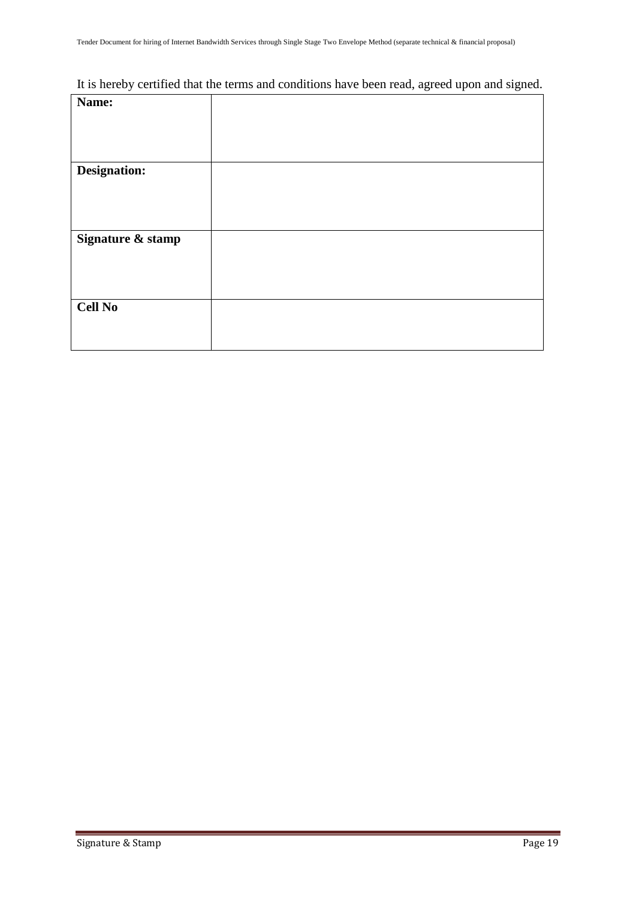It is hereby certified that the terms and conditions have been read, agreed upon and signed.

| **Name:** | |
|---|---|
| **Designation:** | |
| **Signature & stamp** | |
| **Cell No** | |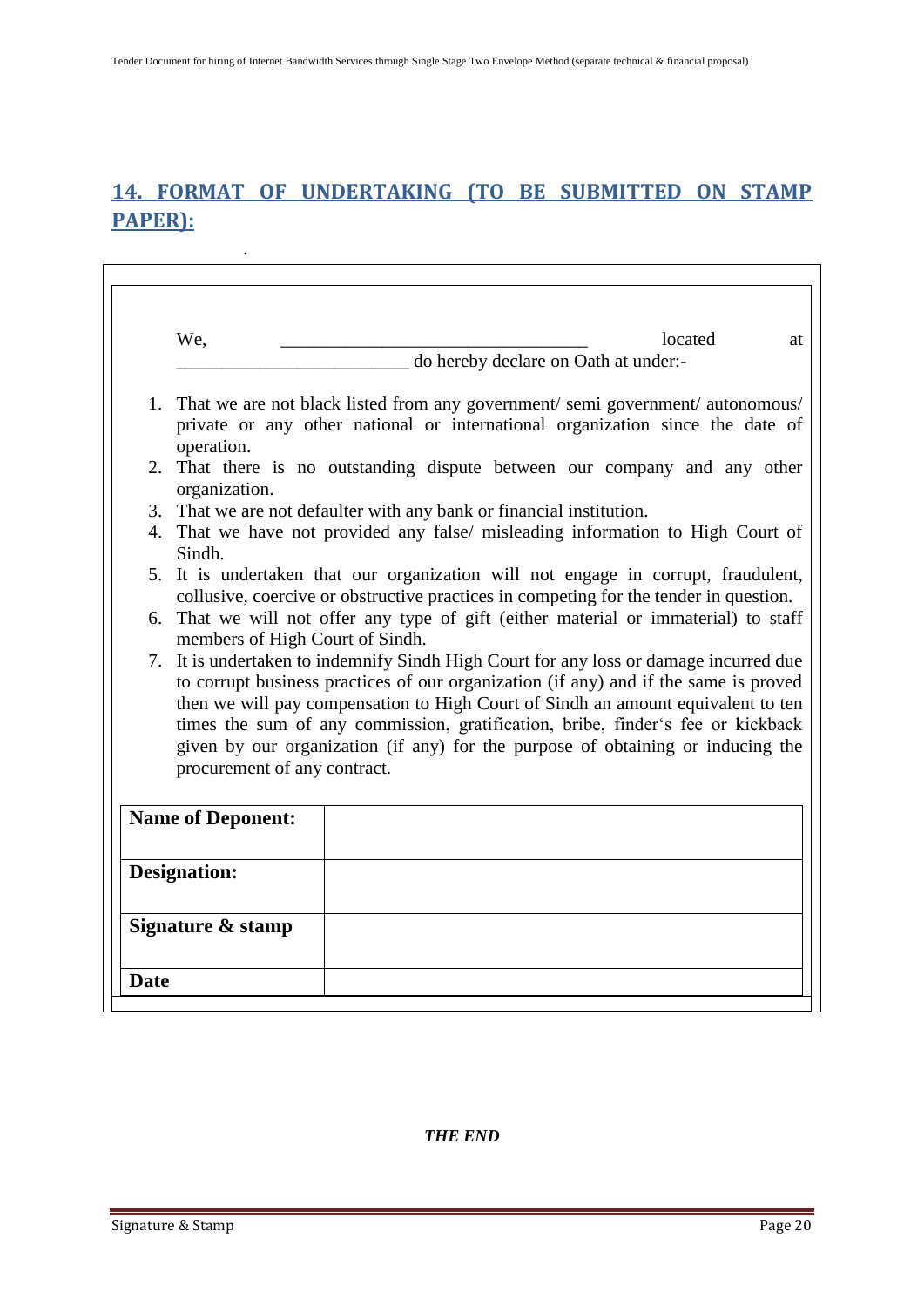## 14. FORMAT OF UNDERTAKING (TO BE SUBMITTED ON STAMP PAPER):

We, _________________________________ located at _________________________ do hereby declare on Oath at under:-

1. That we are not black listed from any government/ semi government/ autonomous/ private or any other national or international organization since the date of operation.
2. That there is no outstanding dispute between our company and any other organization.
3. That we are not defaulter with any bank or financial institution.
4. That we have not provided any false/ misleading information to High Court of Sindh.
5. It is undertaken that our organization will not engage in corrupt, fraudulent, collusive, coercive or obstructive practices in competing for the tender in question.
6. That we will not offer any type of gift (either material or immaterial) to staff members of High Court of Sindh.
7. It is undertaken to indemnify Sindh High Court for any loss or damage incurred due to corrupt business practices of our organization (if any) and if the same is proved then we will pay compensation to High Court of Sindh an amount equivalent to ten times the sum of any commission, gratification, bribe, finder's fee or kickback given by our organization (if any) for the purpose of obtaining or inducing the procurement of any contract.

| | |
|---|---|
| **Name of Deponent:** | |
| **Designation:** | |
| **Signature & stamp** | |
| **Date** | |

***THE END***